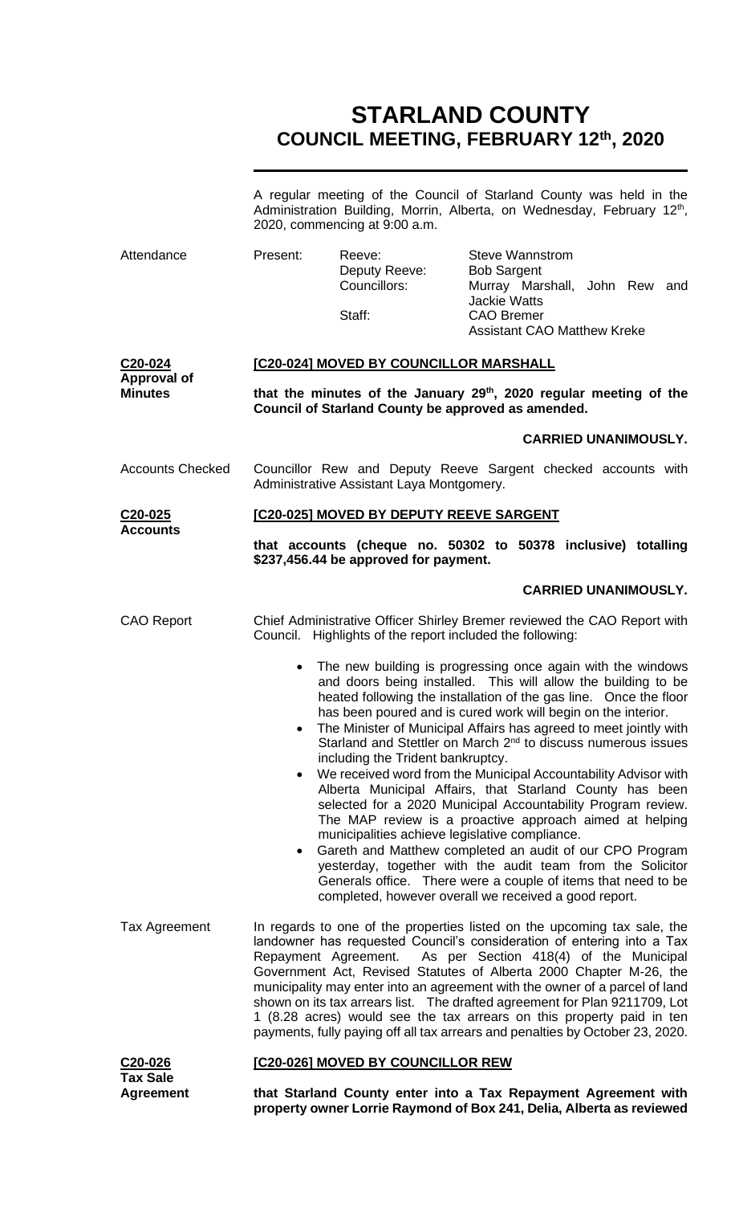# STARLAND COUNTY
## COUNCIL MEETING, FEBRUARY 12th, 2020

A regular meeting of the Council of Starland County was held in the Administration Building, Morrin, Alberta, on Wednesday, February 12th, 2020, commencing at 9:00 a.m.

**Attendance**

| Present: | Reeve: | Steve Wannstrom |
|---|---|---|
| | Deputy Reeve: | Bob Sargent |
| | Councillors: | Murray Marshall, John Rew and Jackie Watts |
| | Staff: | CAO Bremer |
| | | Assistant CAO Matthew Kreke |

**C20-024 Approval of Minutes**

**[C20-024] MOVED BY COUNCILLOR MARSHALL**

**that the minutes of the January 29th, 2020 regular meeting of the Council of Starland County be approved as amended.**

**CARRIED UNANIMOUSLY.**

**Accounts Checked**

Councillor Rew and Deputy Reeve Sargent checked accounts with Administrative Assistant Laya Montgomery.

**C20-025 Accounts**

**[C20-025] MOVED BY DEPUTY REEVE SARGENT**

**that accounts (cheque no. 50302 to 50378 inclusive) totalling $237,456.44 be approved for payment.**

**CARRIED UNANIMOUSLY.**

**CAO Report**

Chief Administrative Officer Shirley Bremer reviewed the CAO Report with Council. Highlights of the report included the following:

- The new building is progressing once again with the windows and doors being installed. This will allow the building to be heated following the installation of the gas line. Once the floor has been poured and is cured work will begin on the interior.
- The Minister of Municipal Affairs has agreed to meet jointly with Starland and Stettler on March 2nd to discuss numerous issues including the Trident bankruptcy.
- We received word from the Municipal Accountability Advisor with Alberta Municipal Affairs, that Starland County has been selected for a 2020 Municipal Accountability Program review. The MAP review is a proactive approach aimed at helping municipalities achieve legislative compliance.
- Gareth and Matthew completed an audit of our CPO Program yesterday, together with the audit team from the Solicitor Generals office. There were a couple of items that need to be completed, however overall we received a good report.

**Tax Agreement**

In regards to one of the properties listed on the upcoming tax sale, the landowner has requested Council's consideration of entering into a Tax Repayment Agreement. As per Section 418(4) of the Municipal Government Act, Revised Statutes of Alberta 2000 Chapter M-26, the municipality may enter into an agreement with the owner of a parcel of land shown on its tax arrears list. The drafted agreement for Plan 9211709, Lot 1 (8.28 acres) would see the tax arrears on this property paid in ten payments, fully paying off all tax arrears and penalties by October 23, 2020.

**C20-026 Tax Sale Agreement**

**[C20-026] MOVED BY COUNCILLOR REW**

**that Starland County enter into a Tax Repayment Agreement with property owner Lorrie Raymond of Box 241, Delia, Alberta as reviewed**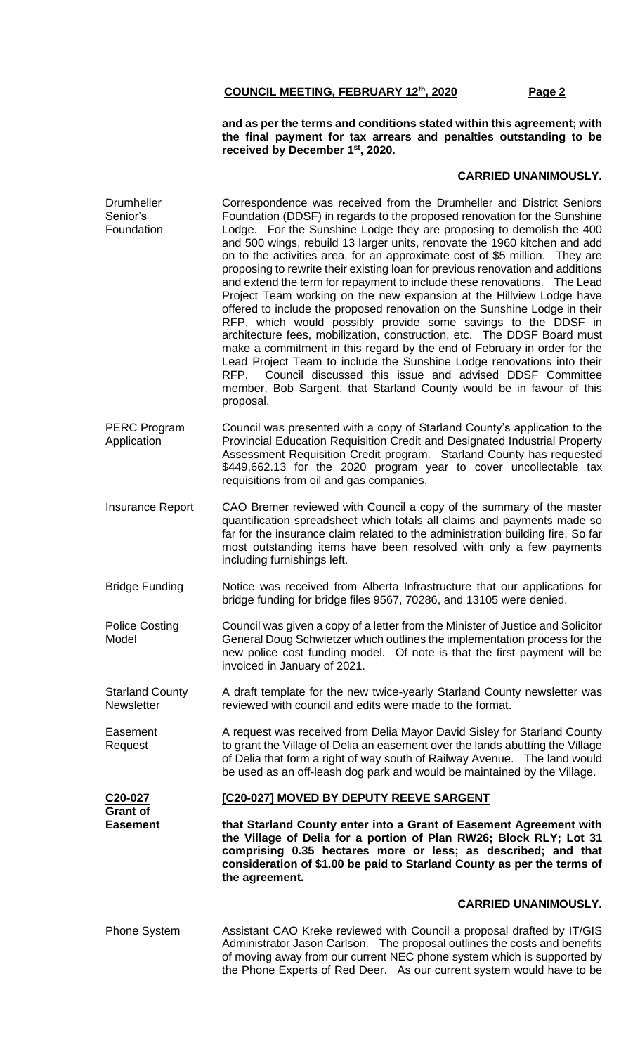**and as per the terms and conditions stated within this agreement; with the final payment for tax arrears and penalties outstanding to be received by December 1st, 2020.**

**CARRIED UNANIMOUSLY.**

Drumheller Senior's Foundation

Correspondence was received from the Drumheller and District Seniors Foundation (DDSF) in regards to the proposed renovation for the Sunshine Lodge. For the Sunshine Lodge they are proposing to demolish the 400 and 500 wings, rebuild 13 larger units, renovate the 1960 kitchen and add on to the activities area, for an approximate cost of $5 million. They are proposing to rewrite their existing loan for previous renovation and additions and extend the term for repayment to include these renovations. The Lead Project Team working on the new expansion at the Hillview Lodge have offered to include the proposed renovation on the Sunshine Lodge in their RFP, which would possibly provide some savings to the DDSF in architecture fees, mobilization, construction, etc. The DDSF Board must make a commitment in this regard by the end of February in order for the Lead Project Team to include the Sunshine Lodge renovations into their RFP. Council discussed this issue and advised DDSF Committee member, Bob Sargent, that Starland County would be in favour of this proposal.

PERC Program Application

Council was presented with a copy of Starland County's application to the Provincial Education Requisition Credit and Designated Industrial Property Assessment Requisition Credit program. Starland County has requested $449,662.13 for the 2020 program year to cover uncollectable tax requisitions from oil and gas companies.

Insurance Report

CAO Bremer reviewed with Council a copy of the summary of the master quantification spreadsheet which totals all claims and payments made so far for the insurance claim related to the administration building fire. So far most outstanding items have been resolved with only a few payments including furnishings left.

Bridge Funding

Notice was received from Alberta Infrastructure that our applications for bridge funding for bridge files 9567, 70286, and 13105 were denied.

Police Costing Model

Council was given a copy of a letter from the Minister of Justice and Solicitor General Doug Schwietzer which outlines the implementation process for the new police cost funding model. Of note is that the first payment will be invoiced in January of 2021.

Starland County Newsletter

A draft template for the new twice-yearly Starland County newsletter was reviewed with council and edits were made to the format.

Easement Request

A request was received from Delia Mayor David Sisley for Starland County to grant the Village of Delia an easement over the lands abutting the Village of Delia that form a right of way south of Railway Avenue. The land would be used as an off-leash dog park and would be maintained by the Village.

**C20-027**
**Grant of Easement**

**[C20-027] MOVED BY DEPUTY REEVE SARGENT**

**that Starland County enter into a Grant of Easement Agreement with the Village of Delia for a portion of Plan RW26; Block RLY; Lot 31 comprising 0.35 hectares more or less; as described; and that consideration of $1.00 be paid to Starland County as per the terms of the agreement.**

**CARRIED UNANIMOUSLY.**

Phone System

Assistant CAO Kreke reviewed with Council a proposal drafted by IT/GIS Administrator Jason Carlson. The proposal outlines the costs and benefits of moving away from our current NEC phone system which is supported by the Phone Experts of Red Deer. As our current system would have to be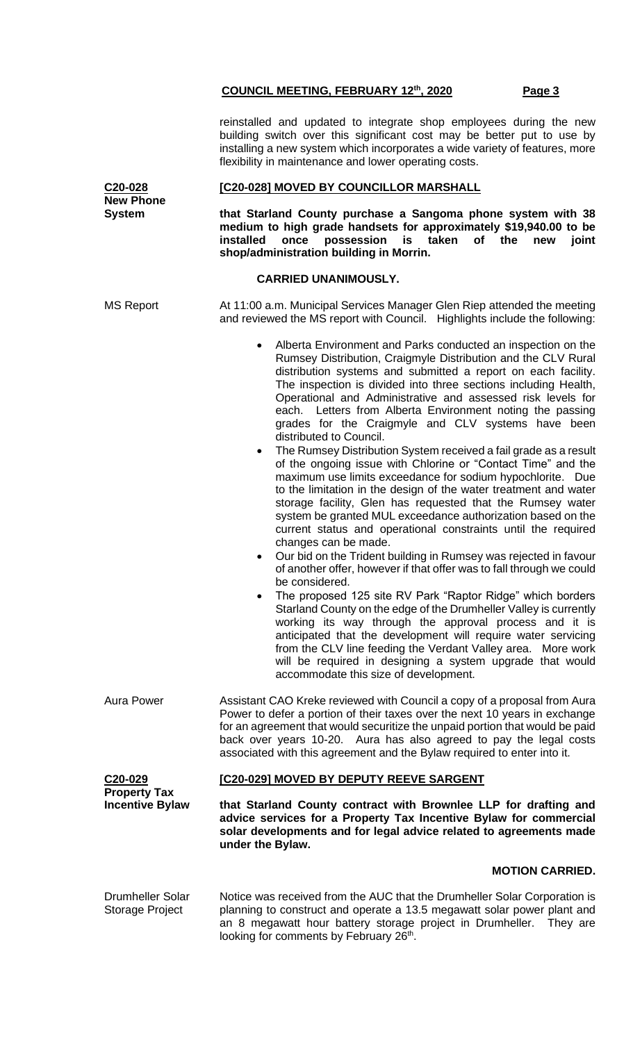reinstalled and updated to integrate shop employees during the new building switch over this significant cost may be better put to use by installing a new system which incorporates a wide variety of features, more flexibility in maintenance and lower operating costs.

**C20-028**
**New Phone System**

**[C20-028] MOVED BY COUNCILLOR MARSHALL**

**that Starland County purchase a Sangoma phone system with 38 medium to high grade handsets for approximately $19,940.00 to be installed once possession is taken of the new joint shop/administration building in Morrin.**

**CARRIED UNANIMOUSLY.**

MS Report

At 11:00 a.m. Municipal Services Manager Glen Riep attended the meeting and reviewed the MS report with Council. Highlights include the following:

- Alberta Environment and Parks conducted an inspection on the Rumsey Distribution, Craigmyle Distribution and the CLV Rural distribution systems and submitted a report on each facility. The inspection is divided into three sections including Health, Operational and Administrative and assessed risk levels for each. Letters from Alberta Environment noting the passing grades for the Craigmyle and CLV systems have been distributed to Council.
- The Rumsey Distribution System received a fail grade as a result of the ongoing issue with Chlorine or "Contact Time" and the maximum use limits exceedance for sodium hypochlorite. Due to the limitation in the design of the water treatment and water storage facility, Glen has requested that the Rumsey water system be granted MUL exceedance authorization based on the current status and operational constraints until the required changes can be made.
- Our bid on the Trident building in Rumsey was rejected in favour of another offer, however if that offer was to fall through we could be considered.
- The proposed 125 site RV Park "Raptor Ridge" which borders Starland County on the edge of the Drumheller Valley is currently working its way through the approval process and it is anticipated that the development will require water servicing from the CLV line feeding the Verdant Valley area. More work will be required in designing a system upgrade that would accommodate this size of development.

Aura Power

Assistant CAO Kreke reviewed with Council a copy of a proposal from Aura Power to defer a portion of their taxes over the next 10 years in exchange for an agreement that would securitize the unpaid portion that would be paid back over years 10-20. Aura has also agreed to pay the legal costs associated with this agreement and the Bylaw required to enter into it.

**C20-029**
**Property Tax Incentive Bylaw**

**[C20-029] MOVED BY DEPUTY REEVE SARGENT**

**that Starland County contract with Brownlee LLP for drafting and advice services for a Property Tax Incentive Bylaw for commercial solar developments and for legal advice related to agreements made under the Bylaw.**

**MOTION CARRIED.**

Drumheller Solar Storage Project

Notice was received from the AUC that the Drumheller Solar Corporation is planning to construct and operate a 13.5 megawatt solar power plant and an 8 megawatt hour battery storage project in Drumheller. They are looking for comments by February 26th.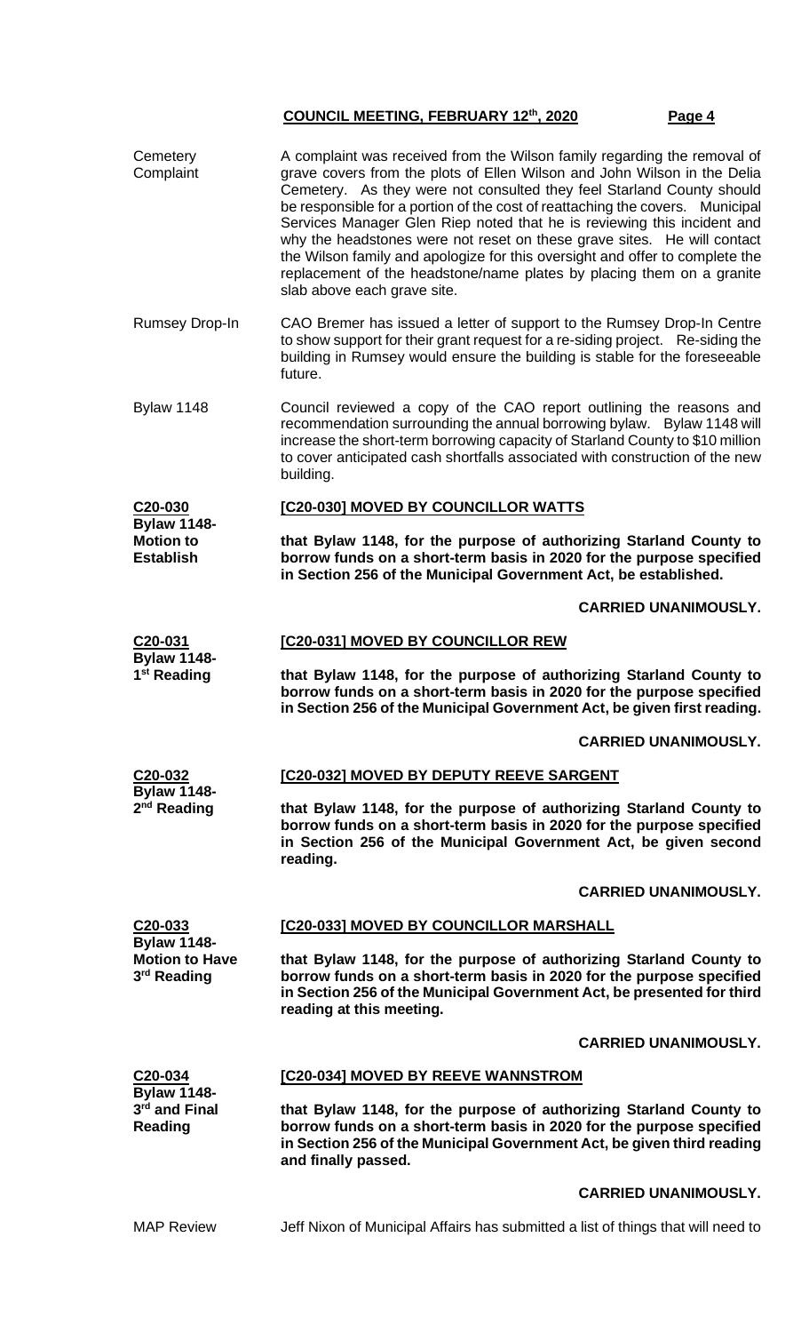Cemetery Complaint

A complaint was received from the Wilson family regarding the removal of grave covers from the plots of Ellen Wilson and John Wilson in the Delia Cemetery. As they were not consulted they feel Starland County should be responsible for a portion of the cost of reattaching the covers. Municipal Services Manager Glen Riep noted that he is reviewing this incident and why the headstones were not reset on these grave sites. He will contact the Wilson family and apologize for this oversight and offer to complete the replacement of the headstone/name plates by placing them on a granite slab above each grave site.

Rumsey Drop-In

CAO Bremer has issued a letter of support to the Rumsey Drop-In Centre to show support for their grant request for a re-siding project. Re-siding the building in Rumsey would ensure the building is stable for the foreseeable future.

Bylaw 1148

Council reviewed a copy of the CAO report outlining the reasons and recommendation surrounding the annual borrowing bylaw. Bylaw 1148 will increase the short-term borrowing capacity of Starland County to $10 million to cover anticipated cash shortfalls associated with construction of the new building.

**C20-030**
**Bylaw 1148- Motion to Establish**

**[C20-030] MOVED BY COUNCILLOR WATTS**

**that Bylaw 1148, for the purpose of authorizing Starland County to borrow funds on a short-term basis in 2020 for the purpose specified in Section 256 of the Municipal Government Act, be established.**

**CARRIED UNANIMOUSLY.**

**C20-031**
**Bylaw 1148- 1st Reading**

**[C20-031] MOVED BY COUNCILLOR REW**

**that Bylaw 1148, for the purpose of authorizing Starland County to borrow funds on a short-term basis in 2020 for the purpose specified in Section 256 of the Municipal Government Act, be given first reading.**

**CARRIED UNANIMOUSLY.**

**C20-032**
**Bylaw 1148- 2nd Reading**

**[C20-032] MOVED BY DEPUTY REEVE SARGENT**

**that Bylaw 1148, for the purpose of authorizing Starland County to borrow funds on a short-term basis in 2020 for the purpose specified in Section 256 of the Municipal Government Act, be given second reading.**

**CARRIED UNANIMOUSLY.**

**C20-033**
**Bylaw 1148- Motion to Have 3rd Reading**

**[C20-033] MOVED BY COUNCILLOR MARSHALL**

**that Bylaw 1148, for the purpose of authorizing Starland County to borrow funds on a short-term basis in 2020 for the purpose specified in Section 256 of the Municipal Government Act, be presented for third reading at this meeting.**

**CARRIED UNANIMOUSLY.**

**C20-034**
**Bylaw 1148- 3rd and Final Reading**

**[C20-034] MOVED BY REEVE WANNSTROM**

**that Bylaw 1148, for the purpose of authorizing Starland County to borrow funds on a short-term basis in 2020 for the purpose specified in Section 256 of the Municipal Government Act, be given third reading and finally passed.**

**CARRIED UNANIMOUSLY.**

MAP Review

Jeff Nixon of Municipal Affairs has submitted a list of things that will need to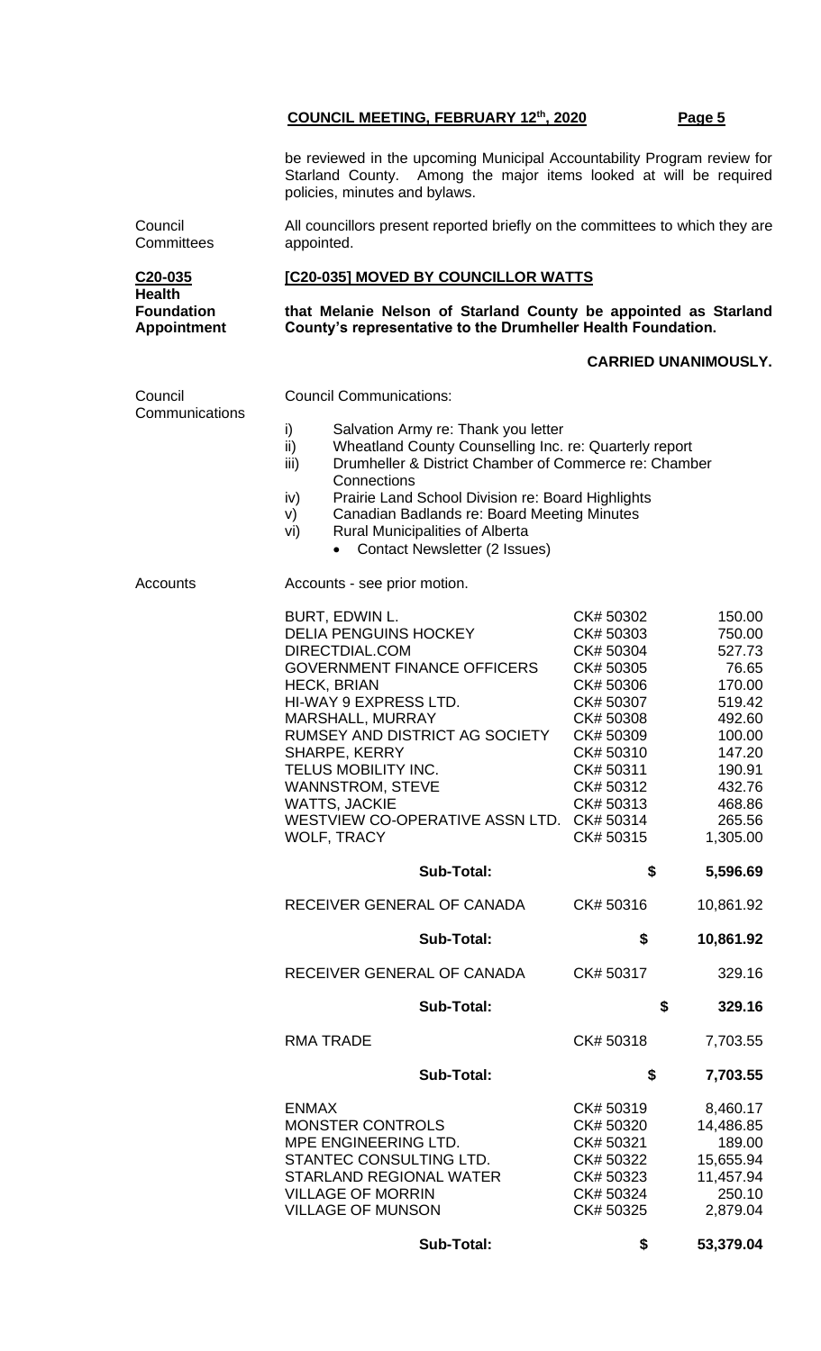be reviewed in the upcoming Municipal Accountability Program review for Starland County. Among the major items looked at will be required policies, minutes and bylaws.

Council Committees

All councillors present reported briefly on the committees to which they are appointed.

**C20-035**
**Health Foundation Appointment**

**[C20-035] MOVED BY COUNCILLOR WATTS**

**that Melanie Nelson of Starland County be appointed as Starland County's representative to the Drumheller Health Foundation.**

**CARRIED UNANIMOUSLY.**

Council Communications

Council Communications:

i) Salvation Army re: Thank you letter
ii) Wheatland County Counselling Inc. re: Quarterly report
iii) Drumheller & District Chamber of Commerce re: Chamber Connections
iv) Prairie Land School Division re: Board Highlights
v) Canadian Badlands re: Board Meeting Minutes
vi) Rural Municipalities of Alberta
   - Contact Newsletter (2 Issues)

Accounts

Accounts - see prior motion.

| | | |
|---|---|---|
| BURT, EDWIN L. | CK# 50302 | 150.00 |
| DELIA PENGUINS HOCKEY | CK# 50303 | 750.00 |
| DIRECTDIAL.COM | CK# 50304 | 527.73 |
| GOVERNMENT FINANCE OFFICERS | CK# 50305 | 76.65 |
| HECK, BRIAN | CK# 50306 | 170.00 |
| HI-WAY 9 EXPRESS LTD. | CK# 50307 | 519.42 |
| MARSHALL, MURRAY | CK# 50308 | 492.60 |
| RUMSEY AND DISTRICT AG SOCIETY | CK# 50309 | 100.00 |
| SHARPE, KERRY | CK# 50310 | 147.20 |
| TELUS MOBILITY INC. | CK# 50311 | 190.91 |
| WANNSTROM, STEVE | CK# 50312 | 432.76 |
| WATTS, JACKIE | CK# 50313 | 468.86 |
| WESTVIEW CO-OPERATIVE ASSN LTD. | CK# 50314 | 265.56 |
| WOLF, TRACY | CK# 50315 | 1,305.00 |
| **Sub-Total:** | **$** | **5,596.69** |
| RECEIVER GENERAL OF CANADA | CK# 50316 | 10,861.92 |
| **Sub-Total:** | **$** | **10,861.92** |
| RECEIVER GENERAL OF CANADA | CK# 50317 | 329.16 |
| **Sub-Total:** | **$** | **329.16** |
| RMA TRADE | CK# 50318 | 7,703.55 |
| **Sub-Total:** | **$** | **7,703.55** |
| ENMAX | CK# 50319 | 8,460.17 |
| MONSTER CONTROLS | CK# 50320 | 14,486.85 |
| MPE ENGINEERING LTD. | CK# 50321 | 189.00 |
| STANTEC CONSULTING LTD. | CK# 50322 | 15,655.94 |
| STARLAND REGIONAL WATER | CK# 50323 | 11,457.94 |
| VILLAGE OF MORRIN | CK# 50324 | 250.10 |
| VILLAGE OF MUNSON | CK# 50325 | 2,879.04 |
| **Sub-Total:** | **$** | **53,379.04** |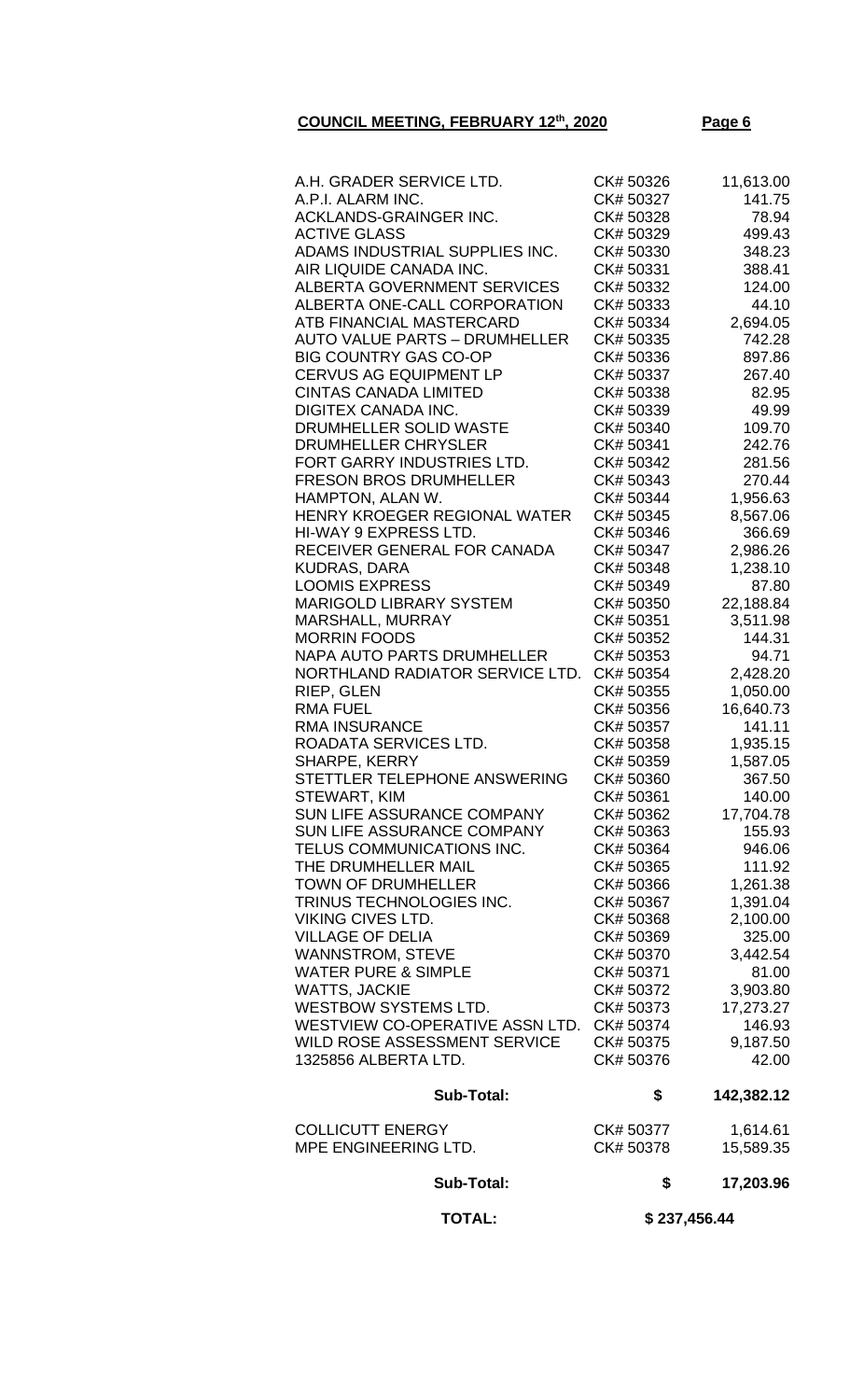| | | |
|---|---|---|
| A.H. GRADER SERVICE LTD. | CK# 50326 | 11,613.00 |
| A.P.I. ALARM INC. | CK# 50327 | 141.75 |
| ACKLANDS-GRAINGER INC. | CK# 50328 | 78.94 |
| ACTIVE GLASS | CK# 50329 | 499.43 |
| ADAMS INDUSTRIAL SUPPLIES INC. | CK# 50330 | 348.23 |
| AIR LIQUIDE CANADA INC. | CK# 50331 | 388.41 |
| ALBERTA GOVERNMENT SERVICES | CK# 50332 | 124.00 |
| ALBERTA ONE-CALL CORPORATION | CK# 50333 | 44.10 |
| ATB FINANCIAL MASTERCARD | CK# 50334 | 2,694.05 |
| AUTO VALUE PARTS – DRUMHELLER | CK# 50335 | 742.28 |
| BIG COUNTRY GAS CO-OP | CK# 50336 | 897.86 |
| CERVUS AG EQUIPMENT LP | CK# 50337 | 267.40 |
| CINTAS CANADA LIMITED | CK# 50338 | 82.95 |
| DIGITEX CANADA INC. | CK# 50339 | 49.99 |
| DRUMHELLER SOLID WASTE | CK# 50340 | 109.70 |
| DRUMHELLER CHRYSLER | CK# 50341 | 242.76 |
| FORT GARRY INDUSTRIES LTD. | CK# 50342 | 281.56 |
| FRESON BROS DRUMHELLER | CK# 50343 | 270.44 |
| HAMPTON, ALAN W. | CK# 50344 | 1,956.63 |
| HENRY KROEGER REGIONAL WATER | CK# 50345 | 8,567.06 |
| HI-WAY 9 EXPRESS LTD. | CK# 50346 | 366.69 |
| RECEIVER GENERAL FOR CANADA | CK# 50347 | 2,986.26 |
| KUDRAS, DARA | CK# 50348 | 1,238.10 |
| LOOMIS EXPRESS | CK# 50349 | 87.80 |
| MARIGOLD LIBRARY SYSTEM | CK# 50350 | 22,188.84 |
| MARSHALL, MURRAY | CK# 50351 | 3,511.98 |
| MORRIN FOODS | CK# 50352 | 144.31 |
| NAPA AUTO PARTS DRUMHELLER | CK# 50353 | 94.71 |
| NORTHLAND RADIATOR SERVICE LTD. | CK# 50354 | 2,428.20 |
| RIEP, GLEN | CK# 50355 | 1,050.00 |
| RMA FUEL | CK# 50356 | 16,640.73 |
| RMA INSURANCE | CK# 50357 | 141.11 |
| ROADATA SERVICES LTD. | CK# 50358 | 1,935.15 |
| SHARPE, KERRY | CK# 50359 | 1,587.05 |
| STETTLER TELEPHONE ANSWERING | CK# 50360 | 367.50 |
| STEWART, KIM | CK# 50361 | 140.00 |
| SUN LIFE ASSURANCE COMPANY | CK# 50362 | 17,704.78 |
| SUN LIFE ASSURANCE COMPANY | CK# 50363 | 155.93 |
| TELUS COMMUNICATIONS INC. | CK# 50364 | 946.06 |
| THE DRUMHELLER MAIL | CK# 50365 | 111.92 |
| TOWN OF DRUMHELLER | CK# 50366 | 1,261.38 |
| TRINUS TECHNOLOGIES INC. | CK# 50367 | 1,391.04 |
| VIKING CIVES LTD. | CK# 50368 | 2,100.00 |
| VILLAGE OF DELIA | CK# 50369 | 325.00 |
| WANNSTROM, STEVE | CK# 50370 | 3,442.54 |
| WATER PURE & SIMPLE | CK# 50371 | 81.00 |
| WATTS, JACKIE | CK# 50372 | 3,903.80 |
| WESTBOW SYSTEMS LTD. | CK# 50373 | 17,273.27 |
| WESTVIEW CO-OPERATIVE ASSN LTD. | CK# 50374 | 146.93 |
| WILD ROSE ASSESSMENT SERVICE | CK# 50375 | 9,187.50 |
| 1325856 ALBERTA LTD. | CK# 50376 | 42.00 |
| **Sub-Total:** | **$** | **142,382.12** |
| COLLICUTT ENERGY | CK# 50377 | 1,614.61 |
| MPE ENGINEERING LTD. | CK# 50378 | 15,589.35 |
| **Sub-Total:** | **$** | **17,203.96** |
| **TOTAL:** | | **$ 237,456.44** |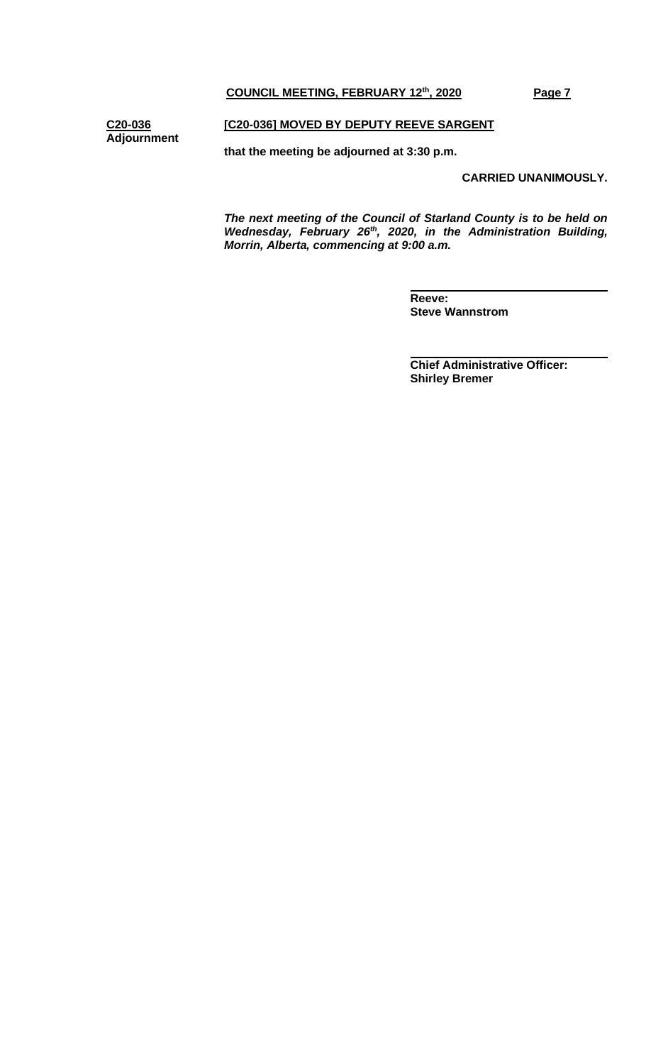**C20-036**
**Adjournment**

**[C20-036] MOVED BY DEPUTY REEVE SARGENT**

**that the meeting be adjourned at 3:30 p.m.**

**CARRIED UNANIMOUSLY.**

***The next meeting of the Council of Starland County is to be held on Wednesday, February 26th, 2020, in the Administration Building, Morrin, Alberta, commencing at 9:00 a.m.***

**Reeve:**
**Steve Wannstrom**

**Chief Administrative Officer:**
**Shirley Bremer**